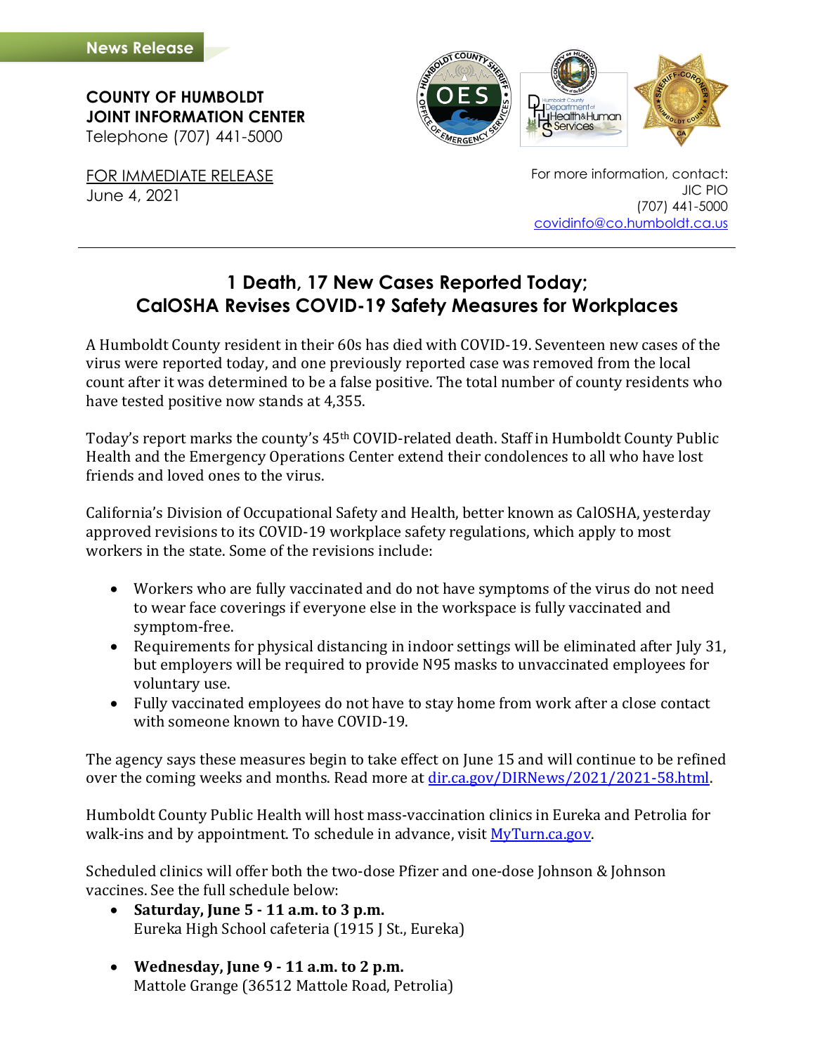News Release

**COUNTY OF HUMBOLDT**
**JOINT INFORMATION CENTER**
Telephone (707) 441-5000

FOR IMMEDIATE RELEASE
June 4, 2021

For more information, contact:
JIC PIO
(707) 441-5000
covidinfo@co.humboldt.ca.us

# 1 Death, 17 New Cases Reported Today; CalOSHA Revises COVID-19 Safety Measures for Workplaces

A Humboldt County resident in their 60s has died with COVID-19. Seventeen new cases of the virus were reported today, and one previously reported case was removed from the local count after it was determined to be a false positive. The total number of county residents who have tested positive now stands at 4,355.

Today's report marks the county's 45th COVID-related death. Staff in Humboldt County Public Health and the Emergency Operations Center extend their condolences to all who have lost friends and loved ones to the virus.

California's Division of Occupational Safety and Health, better known as CalOSHA, yesterday approved revisions to its COVID-19 workplace safety regulations, which apply to most workers in the state. Some of the revisions include:

- Workers who are fully vaccinated and do not have symptoms of the virus do not need to wear face coverings if everyone else in the workspace is fully vaccinated and symptom-free.
- Requirements for physical distancing in indoor settings will be eliminated after July 31, but employers will be required to provide N95 masks to unvaccinated employees for voluntary use.
- Fully vaccinated employees do not have to stay home from work after a close contact with someone known to have COVID-19.

The agency says these measures begin to take effect on June 15 and will continue to be refined over the coming weeks and months. Read more at dir.ca.gov/DIRNews/2021/2021-58.html.

Humboldt County Public Health will host mass-vaccination clinics in Eureka and Petrolia for walk-ins and by appointment. To schedule in advance, visit MyTurn.ca.gov.

Scheduled clinics will offer both the two-dose Pfizer and one-dose Johnson & Johnson vaccines. See the full schedule below:

- **Saturday, June 5 - 11 a.m. to 3 p.m.**
  Eureka High School cafeteria (1915 J St., Eureka)

- **Wednesday, June 9 - 11 a.m. to 2 p.m.**
  Mattole Grange (36512 Mattole Road, Petrolia)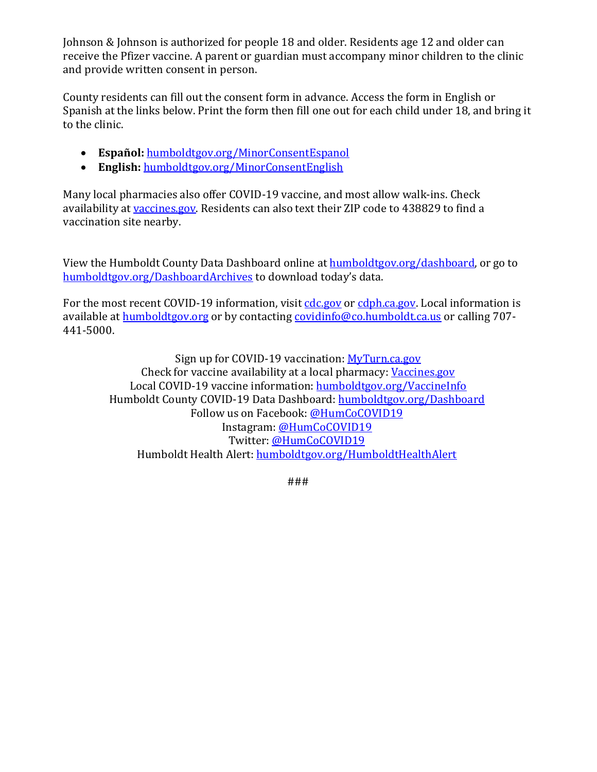Johnson & Johnson is authorized for people 18 and older. Residents age 12 and older can receive the Pfizer vaccine. A parent or guardian must accompany minor children to the clinic and provide written consent in person.

County residents can fill out the consent form in advance. Access the form in English or Spanish at the links below. Print the form then fill one out for each child under 18, and bring it to the clinic.

- **Español:** humboldtgov.org/MinorConsentEspanol
- **English:** humboldtgov.org/MinorConsentEnglish

Many local pharmacies also offer COVID-19 vaccine, and most allow walk-ins. Check availability at vaccines.gov. Residents can also text their ZIP code to 438829 to find a vaccination site nearby.

View the Humboldt County Data Dashboard online at humboldtgov.org/dashboard, or go to humboldtgov.org/DashboardArchives to download today's data.

For the most recent COVID-19 information, visit cdc.gov or cdph.ca.gov. Local information is available at humboldtgov.org or by contacting covidinfo@co.humboldt.ca.us or calling 707-441-5000.

Sign up for COVID-19 vaccination: MyTurn.ca.gov
Check for vaccine availability at a local pharmacy: Vaccines.gov
Local COVID-19 vaccine information: humboldtgov.org/VaccineInfo
Humboldt County COVID-19 Data Dashboard: humboldtgov.org/Dashboard
Follow us on Facebook: @HumCoCOVID19
Instagram: @HumCoCOVID19
Twitter: @HumCoCOVID19
Humboldt Health Alert: humboldtgov.org/HumboldtHealthAlert

###